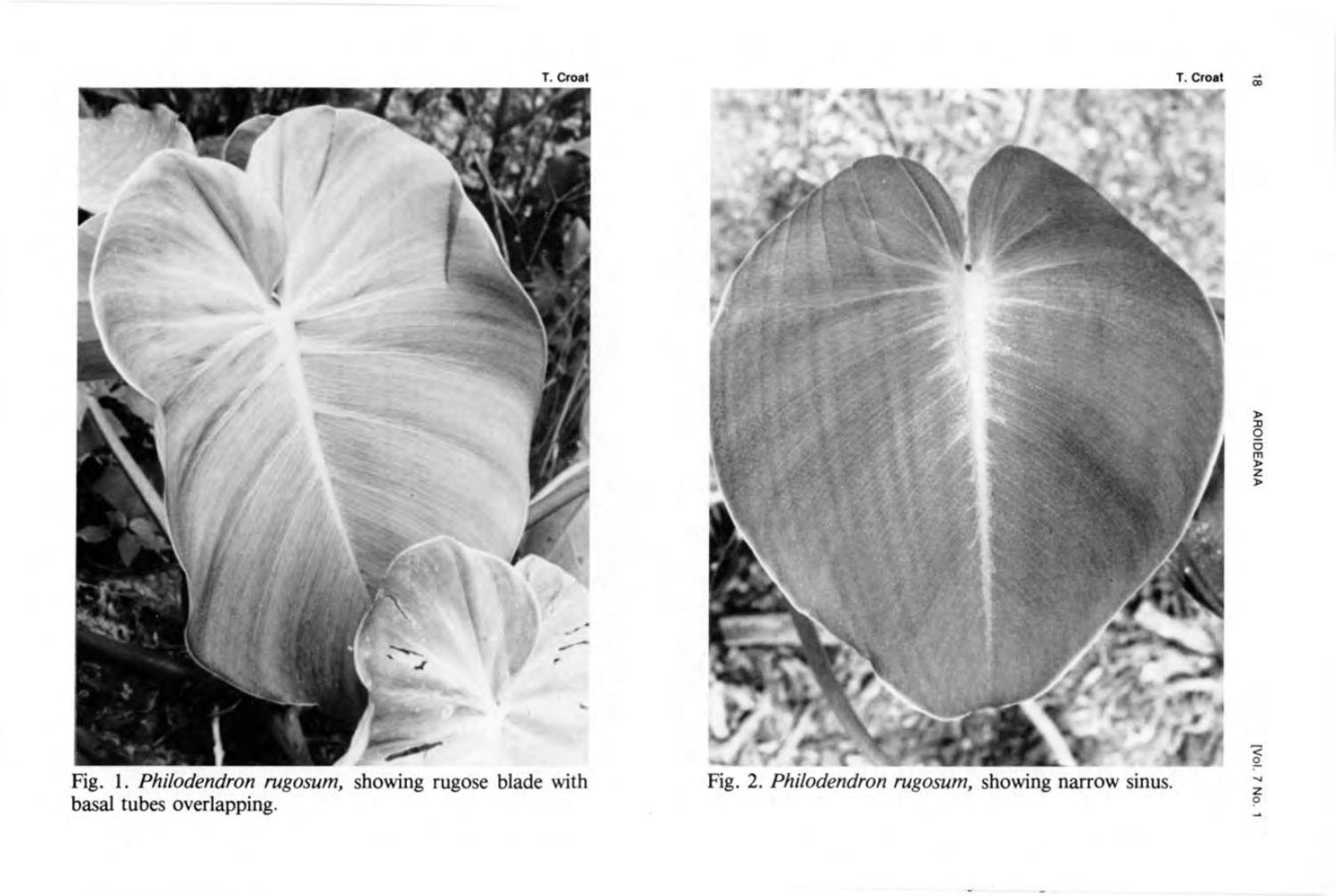Fig. 1. *Philodendron rugosum,* showing rugose blade with basal tubes overlapping.

Fig. 2. *Philodendron rugosum,* showing narrow sinus.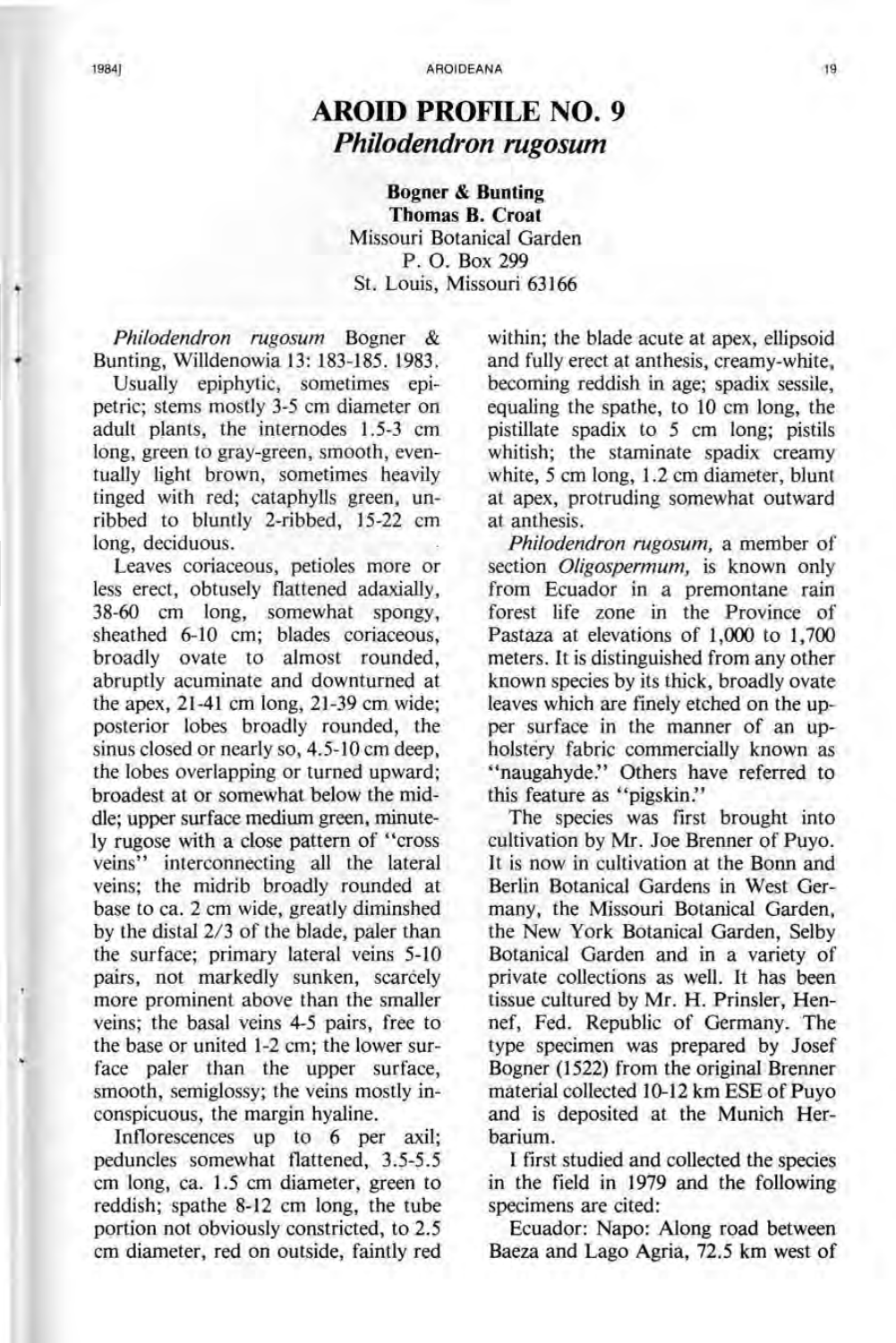# AROID PROFILE NO. 9
## *Philodendron rugosum*

**Bogner & Bunting**
**Thomas B. Croat**
Missouri Botanical Garden
P. O. Box 299
St. Louis, Missouri 63166

*Philodendron rugosum* Bogner & Bunting, Willdenowia 13: 183-185. 1983.

Usually epiphytic, sometimes epipetric; stems mostly 3-5 cm diameter on adult plants, the internodes 1.5-3 cm long, green to gray-green, smooth, eventually light brown, sometimes heavily tinged with red; cataphylls green, unribbed to bluntly 2-ribbed, 15-22 cm long, deciduous.

Leaves coriaceous, petioles more or less erect, obtusely flattened adaxially, 38-60 cm long, somewhat spongy, sheathed 6-10 cm; blades coriaceous, broadly ovate to almost rounded, abruptly acuminate and downturned at the apex, 21-41 cm long, 21-39 cm wide; posterior lobes broadly rounded, the sinus closed or nearly so, 4.5-10 cm deep, the lobes overlapping or turned upward; broadest at or somewhat below the middle; upper surface medium green, minutely rugose with a close pattern of "cross veins" interconnecting all the lateral veins; the midrib broadly rounded at base to ca. 2 cm wide, greatly diminshed by the distal 2/3 of the blade, paler than the surface; primary lateral veins 5-10 pairs, not markedly sunken, scarcely more prominent above than the smaller veins; the basal veins 4-5 pairs, free to the base or united 1-2 cm; the lower surface paler than the upper surface, smooth, semiglossy; the veins mostly inconspicuous, the margin hyaline.

Inflorescences up to 6 per axil; peduncles somewhat flattened, 3.5-5.5 cm long, ca. 1.5 cm diameter, green to reddish; spathe 8-12 cm long, the tube portion not obviously constricted, to 2.5 cm diameter, red on outside, faintly red within; the blade acute at apex, ellipsoid and fully erect at anthesis, creamy-white, becoming reddish in age; spadix sessile, equaling the spathe, to 10 cm long, the pistillate spadix to 5 cm long; pistils whitish; the staminate spadix creamy white, 5 cm long, 1.2 cm diameter, blunt at apex, protruding somewhat outward at anthesis.

*Philodendron rugosum,* a member of section *Oligospermum,* is known only from Ecuador in a premontane rain forest life zone in the Province of Pastaza at elevations of 1,000 to 1,700 meters. It is distinguished from any other known species by its thick, broadly ovate leaves which are finely etched on the upper surface in the manner of an upholstery fabric commercially known as "naugahyde." Others have referred to this feature as "pigskin."

The species was first brought into cultivation by Mr. Joe Brenner of Puyo. It is now in cultivation at the Bonn and Berlin Botanical Gardens in West Germany, the Missouri Botanical Garden, the New York Botanical Garden, Selby Botanical Garden and in a variety of private collections as well. It has been tissue cultured by Mr. H. Prinsler, Hennef, Fed. Republic of Germany. The type specimen was prepared by Josef Bogner (1522) from the original Brenner material collected 10-12 km ESE of Puyo and is deposited at the Munich Herbarium.

I first studied and collected the species in the field in 1979 and the following specimens are cited:

Ecuador: Napo: Along road between Baeza and Lago Agria, 72.5 km west of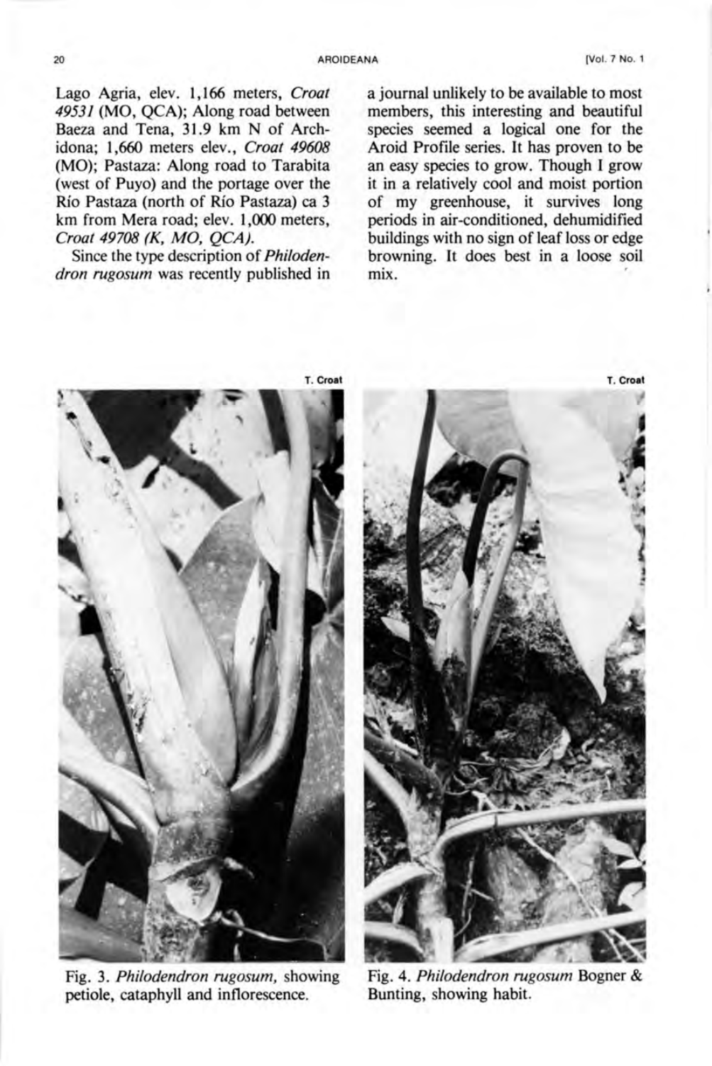Lago Agria, elev. 1,166 meters, *Croat 49531* (MO, QCA); Along road between Baeza and Tena, 31.9 km N of Archidona; 1,660 meters elev., *Croat 49608* (MO); Pastaza: Along road to Tarabita (west of Puyo) and the portage over the Río Pastaza (north of Río Pastaza) ca 3 km from Mera road; elev. 1,000 meters, *Croat 49708 (K, MO, QCA).*

Since the type description of *Philodendron rugosum* was recently published in a journal unlikely to be available to most members, this interesting and beautiful species seemed a logical one for the Aroid Profile series. It has proven to be an easy species to grow. Though I grow it in a relatively cool and moist portion of my greenhouse, it survives long periods in air-conditioned, dehumidified buildings with no sign of leaf loss or edge browning. It does best in a loose soil mix.

T. Croat

Fig. 3. *Philodendron rugosum,* showing petiole, cataphyll and inflorescence.

T. Croat

Fig. 4. *Philodendron rugosum* Bogner & Bunting, showing habit.